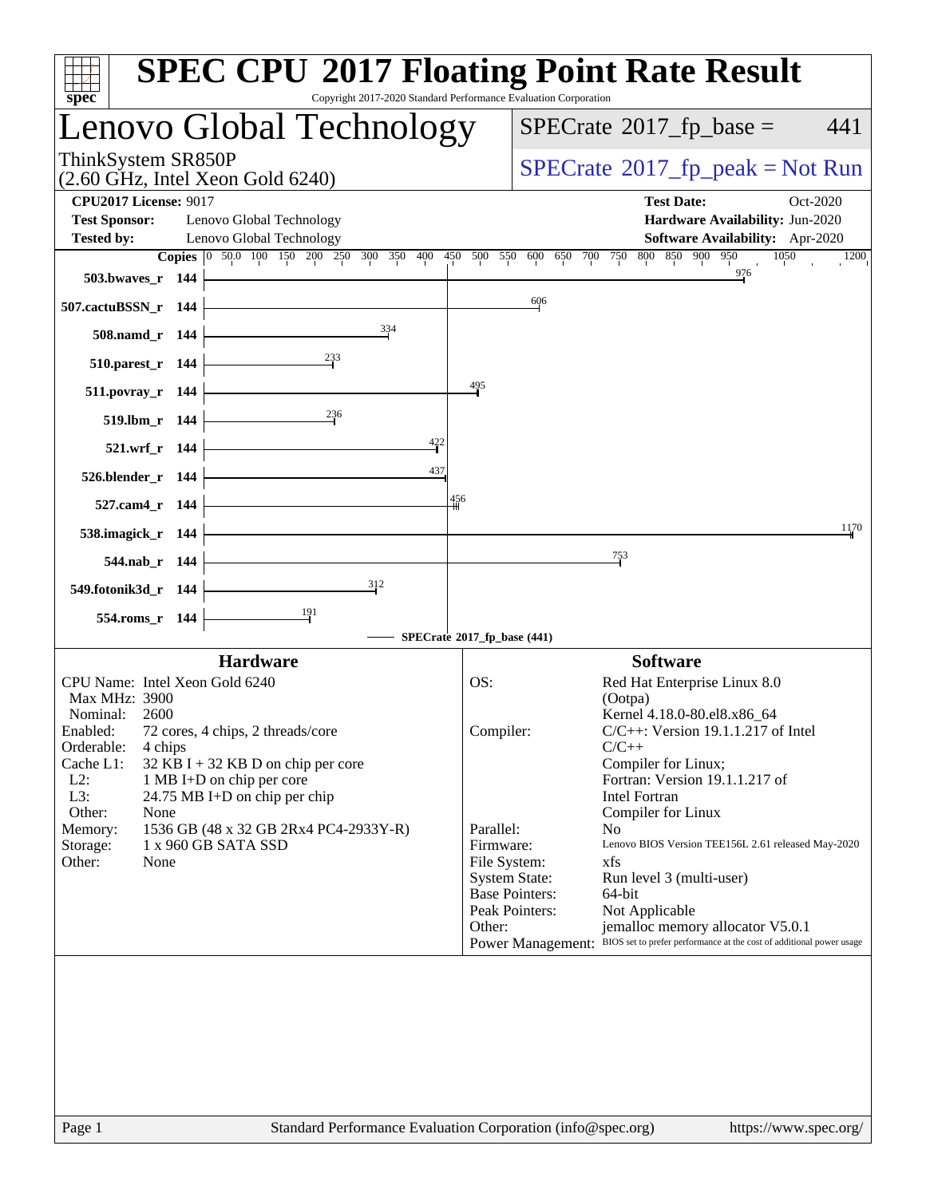# SPEC CPU 2017 Floating Point Rate Result

Copyright 2017-2020 Standard Performance Evaluation Corporation

## Lenovo Global Technology

ThinkSystem SR850P
(2.60 GHz, Intel Xeon Gold 6240)

SPECrate 2017_fp_base = 441

SPECrate 2017_fp_peak = Not Run

**CPU2017 License:** 9017
**Test Sponsor:** Lenovo Global Technology
**Tested by:** Lenovo Global Technology

**Test Date:** Oct-2020
**Hardware Availability:** Jun-2020
**Software Availability:** Apr-2020

| Benchmark | Copies | SPECrate 2017_fp_base |
|---|---|---|
| 503.bwaves_r | 144 | 976 |
| 507.cactuBSSN_r | 144 | 606 |
| 508.namd_r | 144 | 334 |
| 510.parest_r | 144 | 233 |
| 511.povray_r | 144 | 495 |
| 519.lbm_r | 144 | 236 |
| 521.wrf_r | 144 | 422 |
| 526.blender_r | 144 | 437 |
| 527.cam4_r | 144 | 456 |
| 538.imagick_r | 144 | 1170 |
| 544.nab_r | 144 | 753 |
| 549.fotonik3d_r | 144 | 312 |
| 554.roms_r | 144 | 191 |

SPECrate 2017_fp_base (441)

### Hardware

- CPU Name: Intel Xeon Gold 6240
- Max MHz: 3900
- Nominal: 2600
- Enabled: 72 cores, 4 chips, 2 threads/core
- Orderable: 4 chips
- Cache L1: 32 KB I + 32 KB D on chip per core
- L2: 1 MB I+D on chip per core
- L3: 24.75 MB I+D on chip per chip
- Other: None
- Memory: 1536 GB (48 x 32 GB 2Rx4 PC4-2933Y-R)
- Storage: 1 x 960 GB SATA SSD
- Other: None

### Software

- OS: Red Hat Enterprise Linux 8.0 (Ootpa) Kernel 4.18.0-80.el8.x86_64
- Compiler: C/C++: Version 19.1.1.217 of Intel C/C++ Compiler for Linux; Fortran: Version 19.1.1.217 of Intel Fortran Compiler for Linux
- Parallel: No
- Firmware: Lenovo BIOS Version TEE156L 2.61 released May-2020
- File System: xfs
- System State: Run level 3 (multi-user)
- Base Pointers: 64-bit
- Peak Pointers: Not Applicable
- Other: jemalloc memory allocator V5.0.1
- Power Management: BIOS set to prefer performance at the cost of additional power usage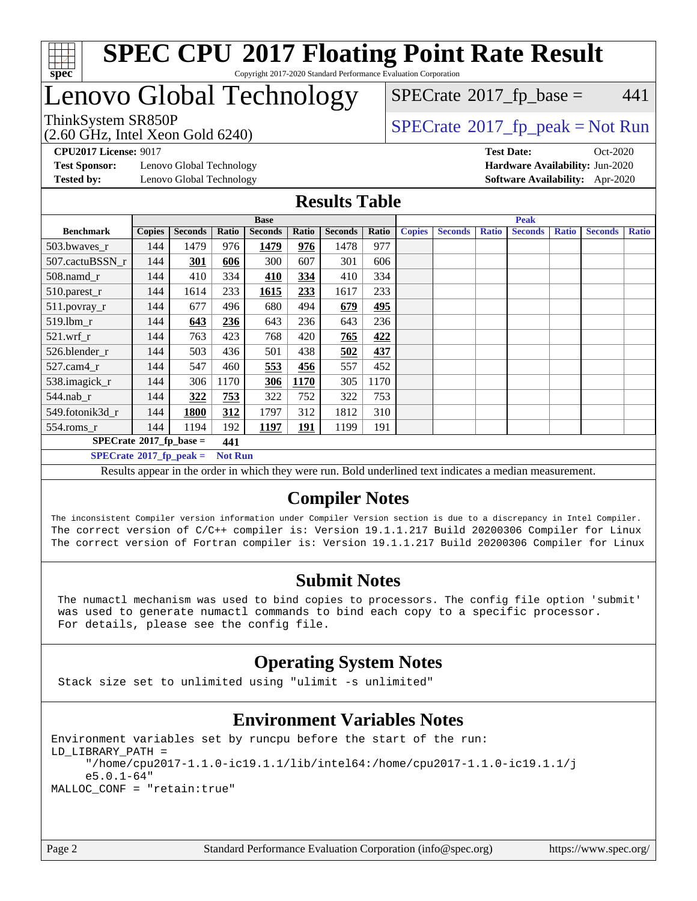# SPEC CPU 2017 Floating Point Rate Result

Copyright 2017-2020 Standard Performance Evaluation Corporation

# Lenovo Global Technology

ThinkSystem SR850P
(2.60 GHz, Intel Xeon Gold 6240)

SPECrate 2017_fp_base = 441

SPECrate 2017_fp_peak = Not Run

**CPU2017 License:** 9017
**Test Sponsor:** Lenovo Global Technology
**Tested by:** Lenovo Global Technology

**Test Date:** Oct-2020
**Hardware Availability:** Jun-2020
**Software Availability:** Apr-2020

## Results Table

| Benchmark | Base | | | | | | | Peak | | | | | | |
|---|---|---|---|---|---|---|---|---|---|---|---|---|---|---|
| | Copies | Seconds | Ratio | Seconds | Ratio | Seconds | Ratio | Copies | Seconds | Ratio | Seconds | Ratio | Seconds | Ratio |
| 503.bwaves_r | 144 | 1479 | 976 | **1479** | **976** | 1478 | 977 | | | | | | | |
| 507.cactuBSSN_r | 144 | **301** | **606** | 300 | 607 | 301 | 606 | | | | | | | |
| 508.namd_r | 144 | 410 | 334 | **410** | **334** | 410 | 334 | | | | | | | |
| 510.parest_r | 144 | 1614 | 233 | **1615** | **233** | 1617 | 233 | | | | | | | |
| 511.povray_r | 144 | 677 | 496 | 680 | 494 | **679** | **495** | | | | | | | |
| 519.lbm_r | 144 | **643** | **236** | 643 | 236 | 643 | 236 | | | | | | | |
| 521.wrf_r | 144 | 763 | 423 | 768 | 420 | **765** | **422** | | | | | | | |
| 526.blender_r | 144 | 503 | 436 | 501 | 438 | **502** | **437** | | | | | | | |
| 527.cam4_r | 144 | 547 | 460 | **553** | **456** | 557 | 452 | | | | | | | |
| 538.imagick_r | 144 | 306 | 1170 | **306** | **1170** | 305 | 1170 | | | | | | | |
| 544.nab_r | 144 | **322** | **753** | 322 | 752 | 322 | 753 | | | | | | | |
| 549.fotonik3d_r | 144 | **1800** | **312** | 1797 | 312 | 1812 | 310 | | | | | | | |
| 554.roms_r | 144 | 1194 | 192 | **1197** | **191** | 1199 | 191 | | | | | | | |

**SPECrate 2017_fp_base = 441**

**SPECrate 2017_fp_peak = Not Run**

Results appear in the order in which they were run. Bold underlined text indicates a median measurement.

## Compiler Notes

```
The inconsistent Compiler version information under Compiler Version section is due to a discrepancy in Intel Compiler.
The correct version of C/C++ compiler is: Version 19.1.1.217 Build 20200306 Compiler for Linux
The correct version of Fortran compiler is: Version 19.1.1.217 Build 20200306 Compiler for Linux
```

## Submit Notes

```
The numactl mechanism was used to bind copies to processors. The config file option 'submit'
was used to generate numactl commands to bind each copy to a specific processor.
For details, please see the config file.
```

## Operating System Notes

```
Stack size set to unlimited using "ulimit -s unlimited"
```

## Environment Variables Notes

```
Environment variables set by runcpu before the start of the run:
LD_LIBRARY_PATH =
      "/home/cpu2017-1.1.0-ic19.1.1/lib/intel64:/home/cpu2017-1.1.0-ic19.1.1/j
      e5.0.1-64"
MALLOC_CONF = "retain:true"
```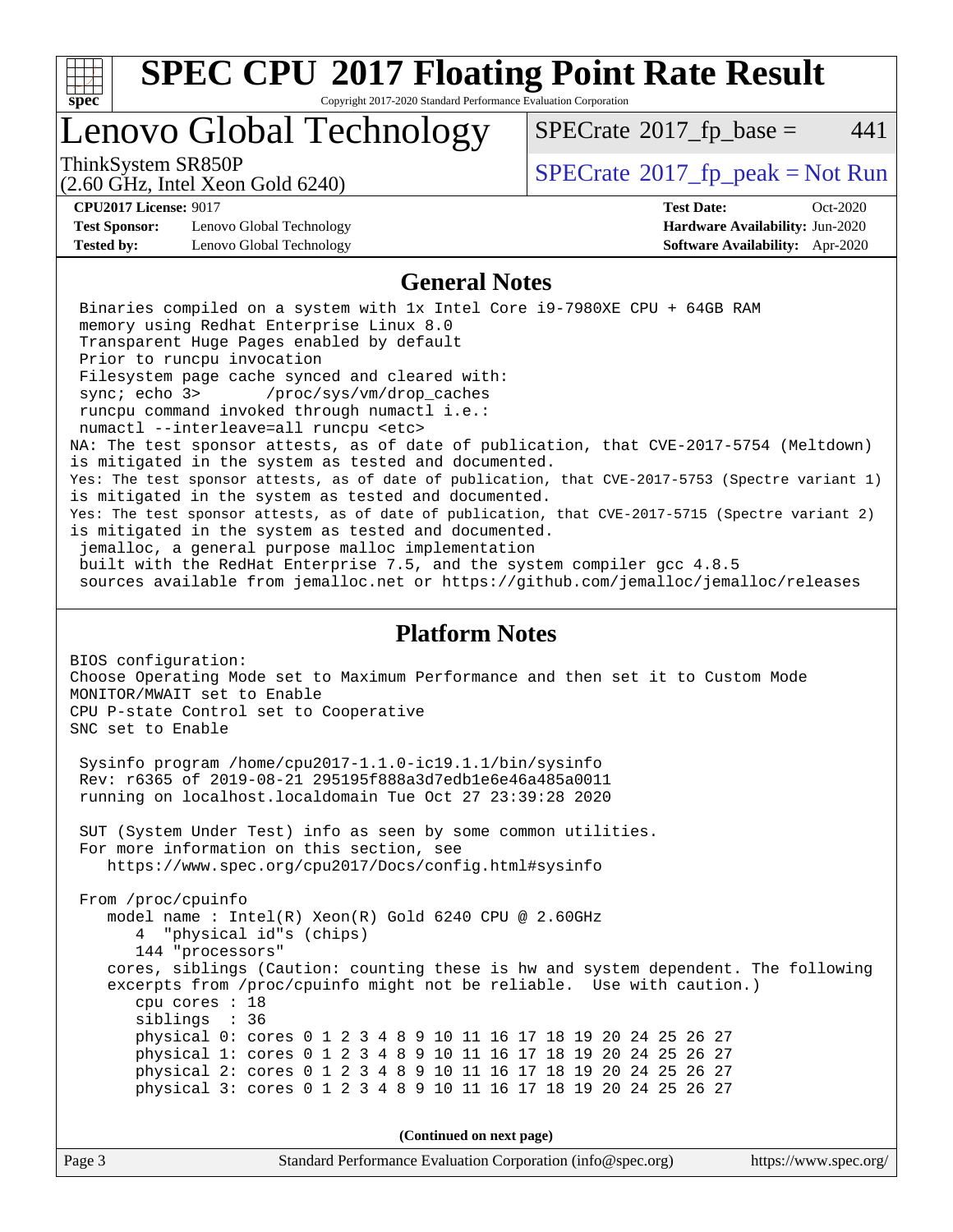# SPEC CPU 2017 Floating Point Rate Result

Copyright 2017-2020 Standard Performance Evaluation Corporation

## Lenovo Global Technology

ThinkSystem SR850P
(2.60 GHz, Intel Xeon Gold 6240)

SPECrate 2017_fp_base = 441

SPECrate 2017_fp_peak = Not Run

**CPU2017 License:** 9017
**Test Sponsor:** Lenovo Global Technology
**Tested by:** Lenovo Global Technology

**Test Date:** Oct-2020
**Hardware Availability:** Jun-2020
**Software Availability:** Apr-2020

## General Notes

```
 Binaries compiled on a system with 1x Intel Core i9-7980XE CPU + 64GB RAM
 memory using Redhat Enterprise Linux 8.0
 Transparent Huge Pages enabled by default
 Prior to runcpu invocation
 Filesystem page cache synced and cleared with:
 sync; echo 3>       /proc/sys/vm/drop_caches
 runcpu command invoked through numactl i.e.:
 numactl --interleave=all runcpu <etc>
NA: The test sponsor attests, as of date of publication, that CVE-2017-5754 (Meltdown)
is mitigated in the system as tested and documented.
Yes: The test sponsor attests, as of date of publication, that CVE-2017-5753 (Spectre variant 1)
is mitigated in the system as tested and documented.
Yes: The test sponsor attests, as of date of publication, that CVE-2017-5715 (Spectre variant 2)
is mitigated in the system as tested and documented.
 jemalloc, a general purpose malloc implementation
 built with the RedHat Enterprise 7.5, and the system compiler gcc 4.8.5
 sources available from jemalloc.net or https://github.com/jemalloc/jemalloc/releases
```

## Platform Notes

```
BIOS configuration:
Choose Operating Mode set to Maximum Performance and then set it to Custom Mode
MONITOR/MWAIT set to Enable
CPU P-state Control set to Cooperative
SNC set to Enable

 Sysinfo program /home/cpu2017-1.1.0-ic19.1.1/bin/sysinfo
 Rev: r6365 of 2019-08-21 295195f888a3d7edb1e6e46a485a0011
 running on localhost.localdomain Tue Oct 27 23:39:28 2020

 SUT (System Under Test) info as seen by some common utilities.
 For more information on this section, see
    https://www.spec.org/cpu2017/Docs/config.html#sysinfo

 From /proc/cpuinfo
    model name : Intel(R) Xeon(R) Gold 6240 CPU @ 2.60GHz
       4  "physical id"s (chips)
       144 "processors"
    cores, siblings (Caution: counting these is hw and system dependent. The following
    excerpts from /proc/cpuinfo might not be reliable.  Use with caution.)
       cpu cores : 18
       siblings  : 36
       physical 0: cores 0 1 2 3 4 8 9 10 11 16 17 18 19 20 24 25 26 27
       physical 1: cores 0 1 2 3 4 8 9 10 11 16 17 18 19 20 24 25 26 27
       physical 2: cores 0 1 2 3 4 8 9 10 11 16 17 18 19 20 24 25 26 27
       physical 3: cores 0 1 2 3 4 8 9 10 11 16 17 18 19 20 24 25 26 27
```

**(Continued on next page)**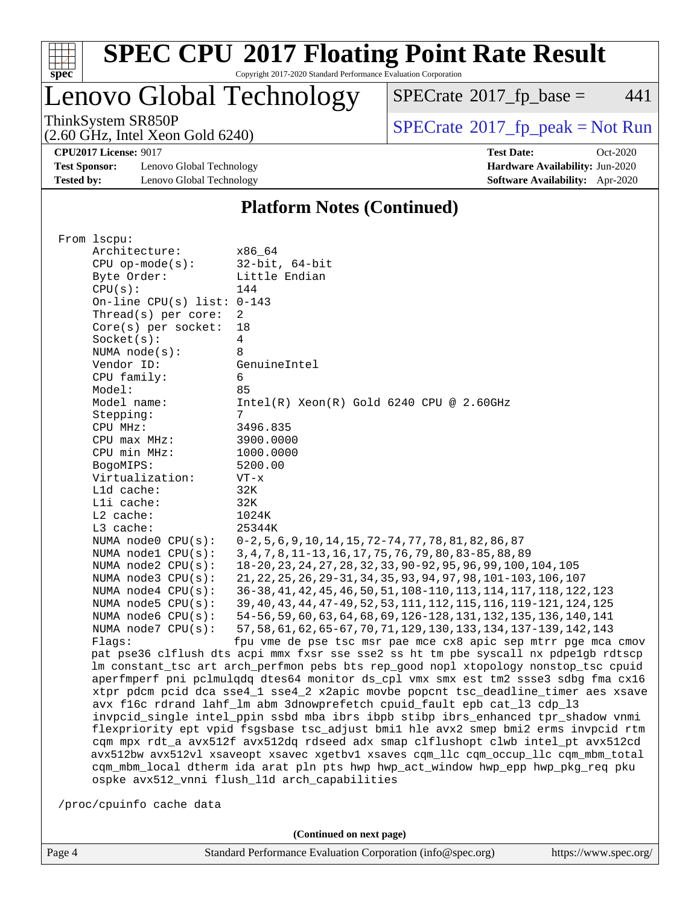## Platform Notes (Continued)

```
From lscpu:
    Architecture:          x86_64
    CPU op-mode(s):        32-bit, 64-bit
    Byte Order:            Little Endian
    CPU(s):                144
    On-line CPU(s) list: 0-143
    Thread(s) per core:    2
    Core(s) per socket:    18
    Socket(s):             4
    NUMA node(s):          8
    Vendor ID:             GenuineIntel
    CPU family:            6
    Model:                 85
    Model name:            Intel(R) Xeon(R) Gold 6240 CPU @ 2.60GHz
    Stepping:              7
    CPU MHz:               3496.835
    CPU max MHz:           3900.0000
    CPU min MHz:           1000.0000
    BogoMIPS:              5200.00
    Virtualization:        VT-x
    L1d cache:             32K
    L1i cache:             32K
    L2 cache:              1024K
    L3 cache:              25344K
    NUMA node0 CPU(s):     0-2,5,6,9,10,14,15,72-74,77,78,81,82,86,87
    NUMA node1 CPU(s):     3,4,7,8,11-13,16,17,75,76,79,80,83-85,88,89
    NUMA node2 CPU(s):     18-20,23,24,27,28,32,33,90-92,95,96,99,100,104,105
    NUMA node3 CPU(s):     21,22,25,26,29-31,34,35,93,94,97,98,101-103,106,107
    NUMA node4 CPU(s):     36-38,41,42,45,46,50,51,108-110,113,114,117,118,122,123
    NUMA node5 CPU(s):     39,40,43,44,47-49,52,53,111,112,115,116,119-121,124,125
    NUMA node6 CPU(s):     54-56,59,60,63,64,68,69,126-128,131,132,135,136,140,141
    NUMA node7 CPU(s):     57,58,61,62,65-67,70,71,129,130,133,134,137-139,142,143
    Flags:                 fpu vme de pse tsc msr pae mce cx8 apic sep mtrr pge mca cmov
    pat pse36 clflush dts acpi mmx fxsr sse sse2 ss ht tm pbe syscall nx pdpe1gb rdtscp
    lm constant_tsc art arch_perfmon pebs bts rep_good nopl xtopology nonstop_tsc cpuid
    aperfmperf pni pclmulqdq dtes64 monitor ds_cpl vmx smx est tm2 ssse3 sdbg fma cx16
    xtpr pdcm pcid dca sse4_1 sse4_2 x2apic movbe popcnt tsc_deadline_timer aes xsave
    avx f16c rdrand lahf_lm abm 3dnowprefetch cpuid_fault epb cat_l3 cdp_l3
    invpcid_single intel_ppin ssbd mba ibrs ibpb stibp ibrs_enhanced tpr_shadow vnmi
    flexpriority ept vpid fsgsbase tsc_adjust bmi1 hle avx2 smep bmi2 erms invpcid rtm
    cqm mpx rdt_a avx512f avx512dq rdseed adx smap clflushopt clwb intel_pt avx512cd
    avx512bw avx512vl xsaveopt xsavec xgetbv1 xsaves cqm_llc cqm_occup_llc cqm_mbm_total
    cqm_mbm_local dtherm ida arat pln pts hwp hwp_act_window hwp_epp hwp_pkg_req pku
    ospke avx512_vnni flush_l1d arch_capabilities

/proc/cpuinfo cache data
```

**(Continued on next page)**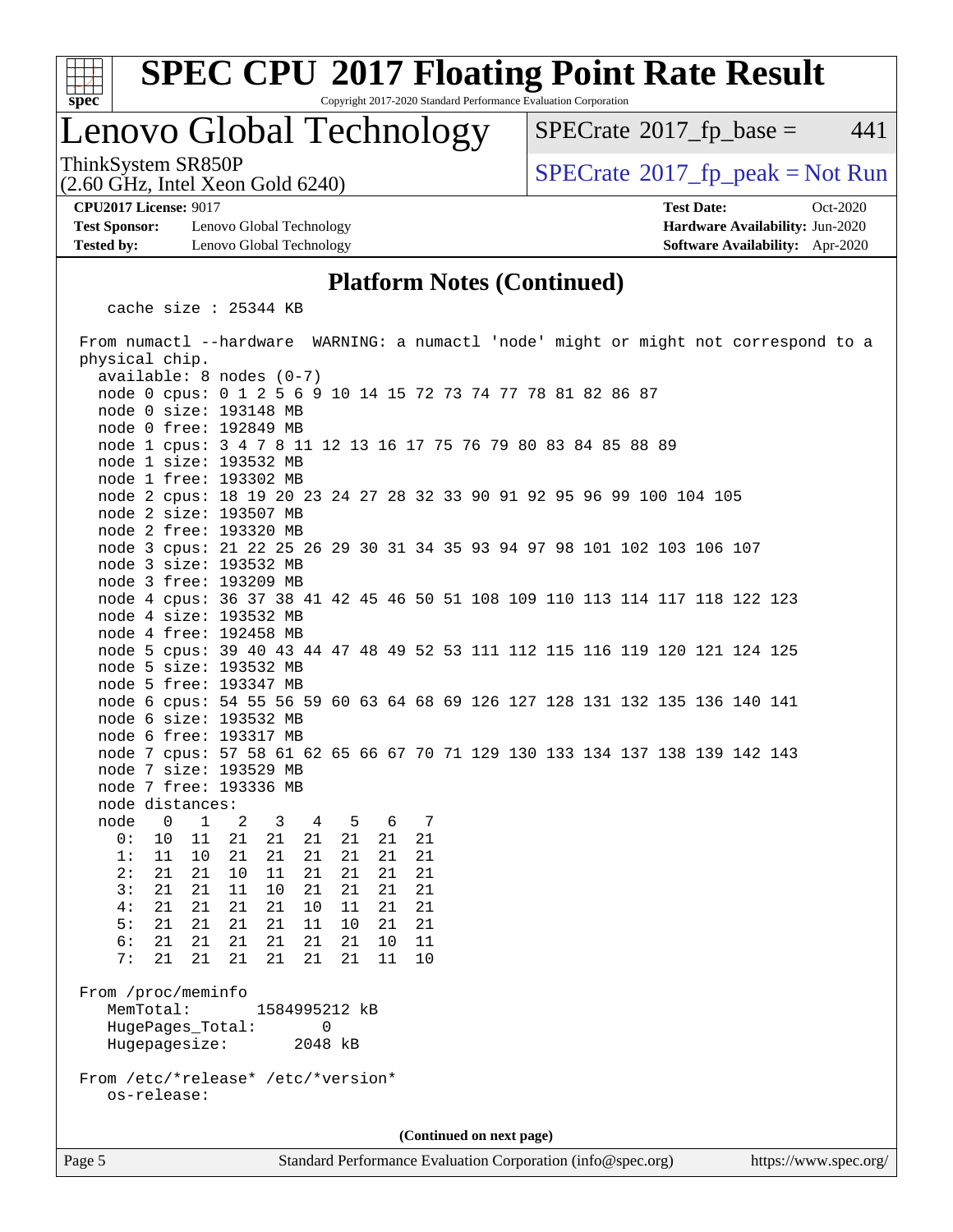# SPEC CPU 2017 Floating Point Rate Result

Copyright 2017-2020 Standard Performance Evaluation Corporation

## Lenovo Global Technology

ThinkSystem SR850P
(2.60 GHz, Intel Xeon Gold 6240)

SPECrate 2017_fp_base = 441

SPECrate 2017_fp_peak = Not Run

**CPU2017 License:** 9017
**Test Sponsor:** Lenovo Global Technology
**Tested by:** Lenovo Global Technology

**Test Date:** Oct-2020
**Hardware Availability:** Jun-2020
**Software Availability:** Apr-2020

### Platform Notes (Continued)

```
    cache size : 25344 KB

 From numactl --hardware  WARNING: a numactl 'node' might or might not correspond to a
 physical chip.
   available: 8 nodes (0-7)
   node 0 cpus: 0 1 2 5 6 9 10 14 15 72 73 74 77 78 81 82 86 87
   node 0 size: 193148 MB
   node 0 free: 192849 MB
   node 1 cpus: 3 4 7 8 11 12 13 16 17 75 76 79 80 83 84 85 88 89
   node 1 size: 193532 MB
   node 1 free: 193302 MB
   node 2 cpus: 18 19 20 23 24 27 28 32 33 90 91 92 95 96 99 100 104 105
   node 2 size: 193507 MB
   node 2 free: 193320 MB
   node 3 cpus: 21 22 25 26 29 30 31 34 35 93 94 97 98 101 102 103 106 107
   node 3 size: 193532 MB
   node 3 free: 193209 MB
   node 4 cpus: 36 37 38 41 42 45 46 50 51 108 109 110 113 114 117 118 122 123
   node 4 size: 193532 MB
   node 4 free: 192458 MB
   node 5 cpus: 39 40 43 44 47 48 49 52 53 111 112 115 116 119 120 121 124 125
   node 5 size: 193532 MB
   node 5 free: 193347 MB
   node 6 cpus: 54 55 56 59 60 63 64 68 69 126 127 128 131 132 135 136 140 141
   node 6 size: 193532 MB
   node 6 free: 193317 MB
   node 7 cpus: 57 58 61 62 65 66 67 70 71 129 130 133 134 137 138 139 142 143
   node 7 size: 193529 MB
   node 7 free: 193336 MB
   node distances:
   node   0   1   2   3   4   5   6   7
     0:  10  11  21  21  21  21  21  21
     1:  11  10  21  21  21  21  21  21
     2:  21  21  10  11  21  21  21  21
     3:  21  21  11  10  21  21  21  21
     4:  21  21  21  21  10  11  21  21
     5:  21  21  21  21  11  10  21  21
     6:  21  21  21  21  21  21  10  11
     7:  21  21  21  21  21  21  11  10

 From /proc/meminfo
    MemTotal:       1584995212 kB
    HugePages_Total:       0
    Hugepagesize:       2048 kB

 From /etc/*release* /etc/*version*
    os-release:
```

**(Continued on next page)**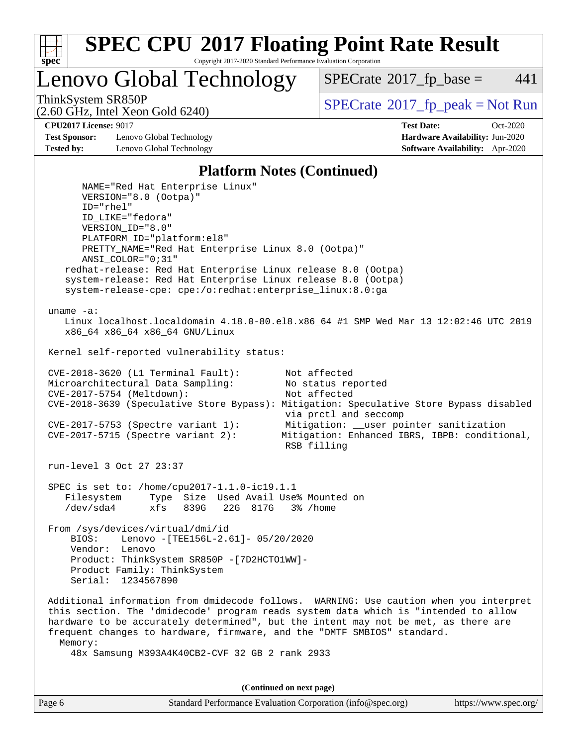## Platform Notes (Continued)

```
      NAME="Red Hat Enterprise Linux"
      VERSION="8.0 (Ootpa)"
      ID="rhel"
      ID_LIKE="fedora"
      VERSION_ID="8.0"
      PLATFORM_ID="platform:el8"
      PRETTY_NAME="Red Hat Enterprise Linux 8.0 (Ootpa)"
      ANSI_COLOR="0;31"
   redhat-release: Red Hat Enterprise Linux release 8.0 (Ootpa)
   system-release: Red Hat Enterprise Linux release 8.0 (Ootpa)
   system-release-cpe: cpe:/o:redhat:enterprise_linux:8.0:ga

uname -a:
   Linux localhost.localdomain 4.18.0-80.el8.x86_64 #1 SMP Wed Mar 13 12:02:46 UTC 2019
   x86_64 x86_64 x86_64 GNU/Linux

Kernel self-reported vulnerability status:

CVE-2018-3620 (L1 Terminal Fault):        Not affected
Microarchitectural Data Sampling:         No status reported
CVE-2017-5754 (Meltdown):                 Not affected
CVE-2018-3639 (Speculative Store Bypass): Mitigation: Speculative Store Bypass disabled
                                          via prctl and seccomp
CVE-2017-5753 (Spectre variant 1):        Mitigation: __user pointer sanitization
CVE-2017-5715 (Spectre variant 2):        Mitigation: Enhanced IBRS, IBPB: conditional,
                                          RSB filling

run-level 3 Oct 27 23:37

SPEC is set to: /home/cpu2017-1.1.0-ic19.1.1
   Filesystem     Type  Size  Used Avail Use% Mounted on
   /dev/sda4      xfs   839G   22G  817G   3% /home

From /sys/devices/virtual/dmi/id
    BIOS:    Lenovo -[TEE156L-2.61]- 05/20/2020
    Vendor:  Lenovo
    Product: ThinkSystem SR850P -[7D2HCTO1WW]-
    Product Family: ThinkSystem
    Serial:  1234567890

Additional information from dmidecode follows.  WARNING: Use caution when you interpret
this section. The 'dmidecode' program reads system data which is "intended to allow
hardware to be accurately determined", but the intent may not be met, as there are
frequent changes to hardware, firmware, and the "DMTF SMBIOS" standard.
  Memory:
    48x Samsung M393A4K40CB2-CVF 32 GB 2 rank 2933
```

(Continued on next page)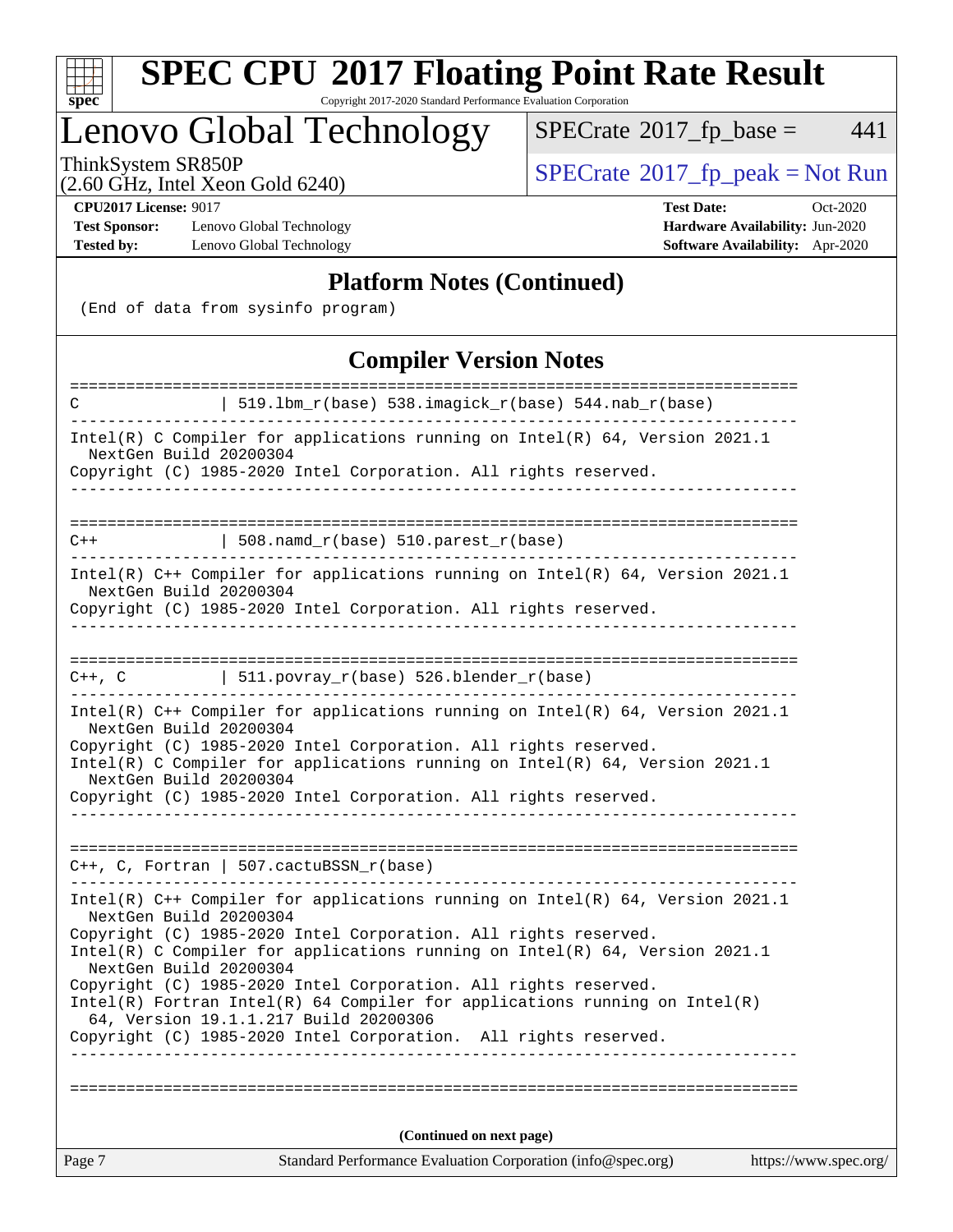## Platform Notes (Continued)

```
(End of data from sysinfo program)
```

## Compiler Version Notes

```
==============================================================================
C               | 519.lbm_r(base) 538.imagick_r(base) 544.nab_r(base)
------------------------------------------------------------------------------
Intel(R) C Compiler for applications running on Intel(R) 64, Version 2021.1
  NextGen Build 20200304
Copyright (C) 1985-2020 Intel Corporation. All rights reserved.
------------------------------------------------------------------------------

==============================================================================
C++             | 508.namd_r(base) 510.parest_r(base)
------------------------------------------------------------------------------
Intel(R) C++ Compiler for applications running on Intel(R) 64, Version 2021.1
  NextGen Build 20200304
Copyright (C) 1985-2020 Intel Corporation. All rights reserved.
------------------------------------------------------------------------------

==============================================================================
C++, C          | 511.povray_r(base) 526.blender_r(base)
------------------------------------------------------------------------------
Intel(R) C++ Compiler for applications running on Intel(R) 64, Version 2021.1
  NextGen Build 20200304
Copyright (C) 1985-2020 Intel Corporation. All rights reserved.
Intel(R) C Compiler for applications running on Intel(R) 64, Version 2021.1
  NextGen Build 20200304
Copyright (C) 1985-2020 Intel Corporation. All rights reserved.
------------------------------------------------------------------------------

==============================================================================
C++, C, Fortran | 507.cactuBSSN_r(base)
------------------------------------------------------------------------------
Intel(R) C++ Compiler for applications running on Intel(R) 64, Version 2021.1
  NextGen Build 20200304
Copyright (C) 1985-2020 Intel Corporation. All rights reserved.
Intel(R) C Compiler for applications running on Intel(R) 64, Version 2021.1
  NextGen Build 20200304
Copyright (C) 1985-2020 Intel Corporation. All rights reserved.
Intel(R) Fortran Intel(R) 64 Compiler for applications running on Intel(R)
  64, Version 19.1.1.217 Build 20200306
Copyright (C) 1985-2020 Intel Corporation.  All rights reserved.
------------------------------------------------------------------------------

==============================================================================
```

**(Continued on next page)**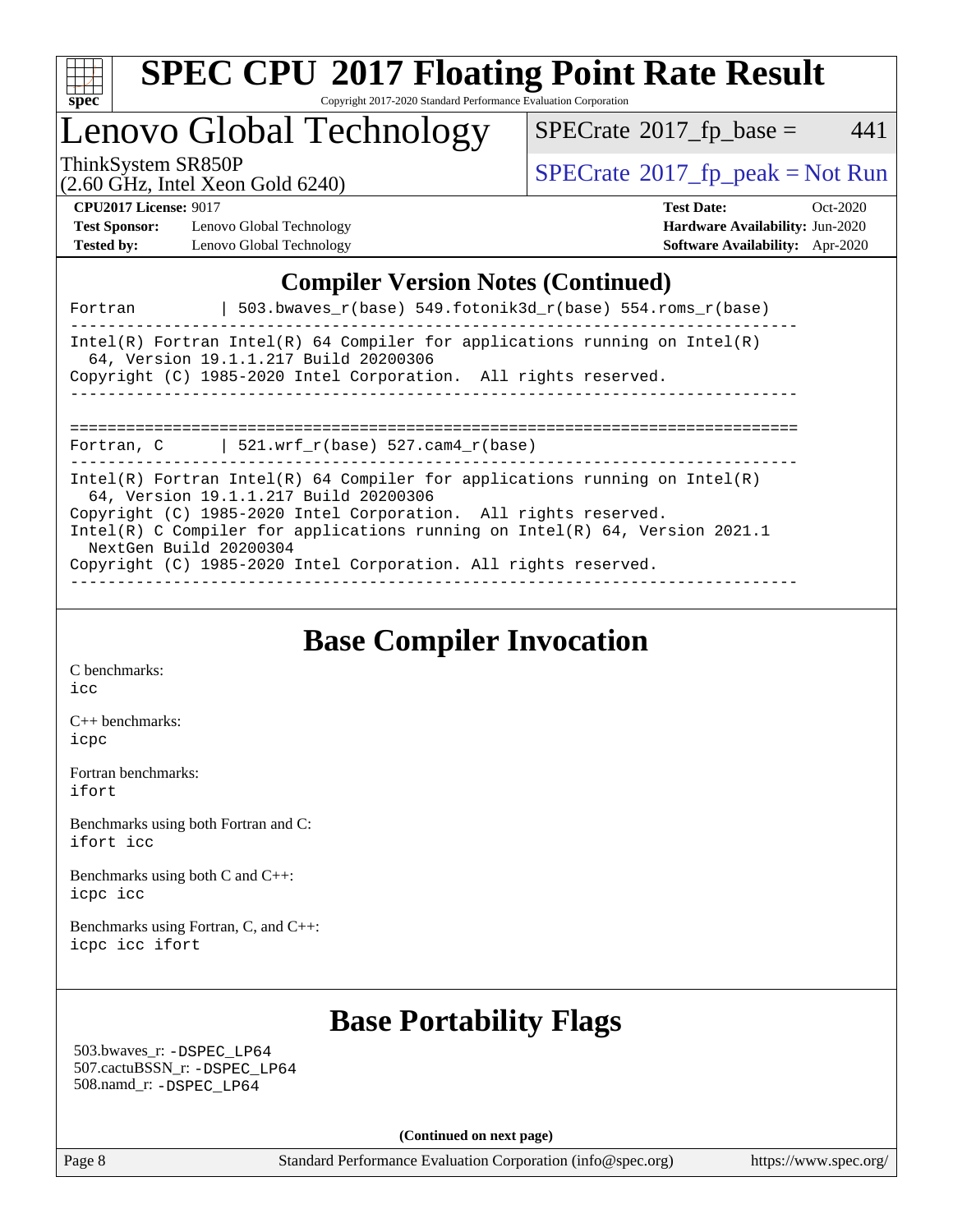# SPEC CPU 2017 Floating Point Rate Result

Copyright 2017-2020 Standard Performance Evaluation Corporation

## Lenovo Global Technology

ThinkSystem SR850P
(2.60 GHz, Intel Xeon Gold 6240)

SPECrate 2017_fp_base = 441

SPECrate 2017_fp_peak = Not Run

**CPU2017 License:** 9017
**Test Sponsor:** Lenovo Global Technology
**Tested by:** Lenovo Global Technology

**Test Date:** Oct-2020
**Hardware Availability:** Jun-2020
**Software Availability:** Apr-2020

### Compiler Version Notes (Continued)

```
Fortran         | 503.bwaves_r(base) 549.fotonik3d_r(base) 554.roms_r(base)
------------------------------------------------------------------------------
Intel(R) Fortran Intel(R) 64 Compiler for applications running on Intel(R)
  64, Version 19.1.1.217 Build 20200306
Copyright (C) 1985-2020 Intel Corporation.  All rights reserved.
------------------------------------------------------------------------------

==============================================================================
Fortran, C      | 521.wrf_r(base) 527.cam4_r(base)
------------------------------------------------------------------------------
Intel(R) Fortran Intel(R) 64 Compiler for applications running on Intel(R)
  64, Version 19.1.1.217 Build 20200306
Copyright (C) 1985-2020 Intel Corporation.  All rights reserved.
Intel(R) C Compiler for applications running on Intel(R) 64, Version 2021.1
  NextGen Build 20200304
Copyright (C) 1985-2020 Intel Corporation. All rights reserved.
------------------------------------------------------------------------------
```

## Base Compiler Invocation

C benchmarks:
icc

C++ benchmarks:
icpc

Fortran benchmarks:
ifort

Benchmarks using both Fortran and C:
ifort icc

Benchmarks using both C and C++:
icpc icc

Benchmarks using Fortran, C, and C++:
icpc icc ifort

## Base Portability Flags

503.bwaves_r: -DSPEC_LP64
507.cactuBSSN_r: -DSPEC_LP64
508.namd_r: -DSPEC_LP64

**(Continued on next page)**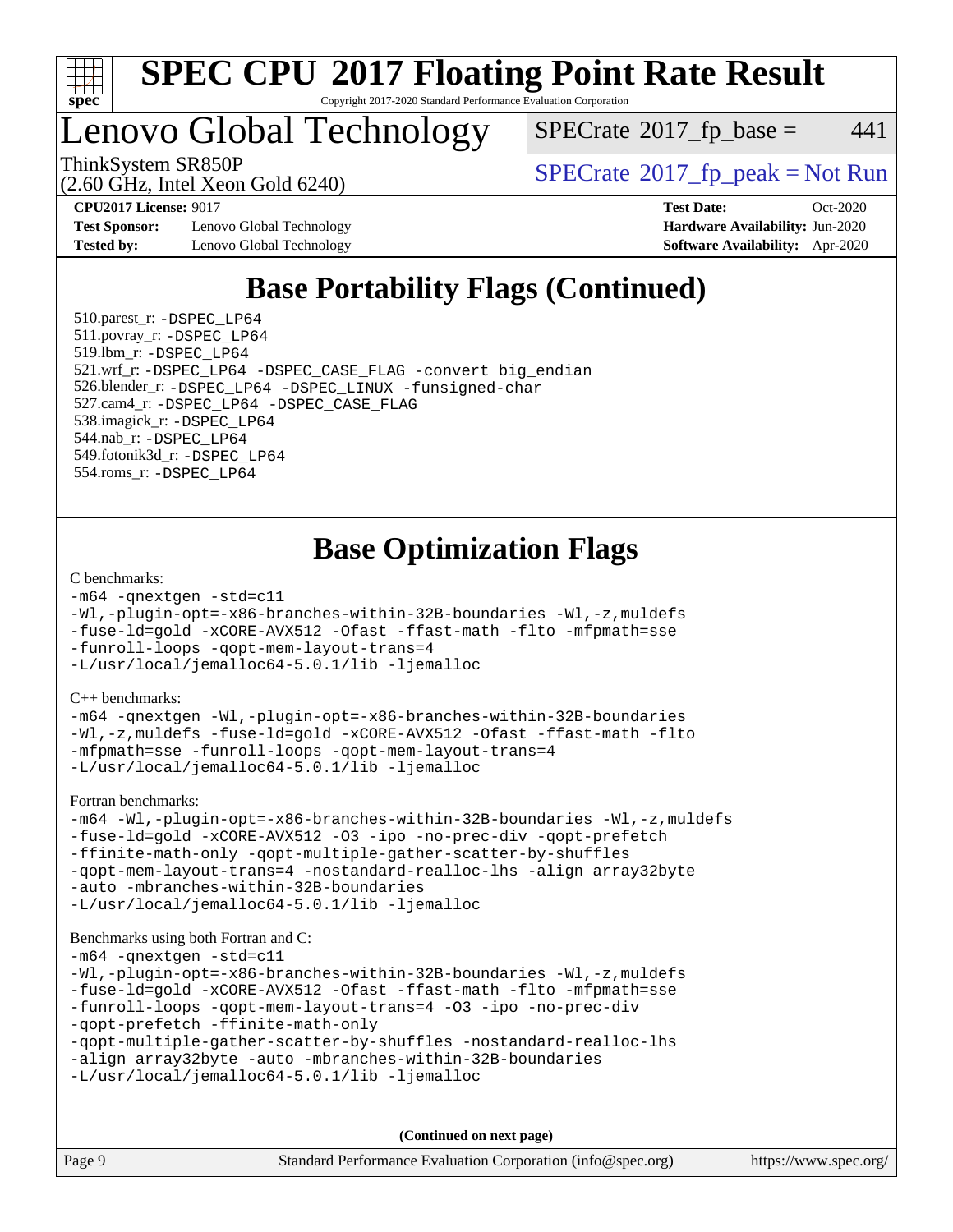# SPEC CPU 2017 Floating Point Rate Result

Copyright 2017-2020 Standard Performance Evaluation Corporation

## Lenovo Global Technology

ThinkSystem SR850P
(2.60 GHz, Intel Xeon Gold 6240)

SPECrate 2017_fp_base = 441

SPECrate 2017_fp_peak = Not Run

**CPU2017 License:** 9017
**Test Sponsor:** Lenovo Global Technology
**Tested by:** Lenovo Global Technology

**Test Date:** Oct-2020
**Hardware Availability:** Jun-2020
**Software Availability:** Apr-2020

## Base Portability Flags (Continued)

510.parest_r: -DSPEC_LP64
511.povray_r: -DSPEC_LP64
519.lbm_r: -DSPEC_LP64
521.wrf_r: -DSPEC_LP64 -DSPEC_CASE_FLAG -convert big_endian
526.blender_r: -DSPEC_LP64 -DSPEC_LINUX -funsigned-char
527.cam4_r: -DSPEC_LP64 -DSPEC_CASE_FLAG
538.imagick_r: -DSPEC_LP64
544.nab_r: -DSPEC_LP64
549.fotonik3d_r: -DSPEC_LP64
554.roms_r: -DSPEC_LP64

## Base Optimization Flags

C benchmarks:

```
-m64 -qnextgen -std=c11
-Wl,-plugin-opt=-x86-branches-within-32B-boundaries -Wl,-z,muldefs
-fuse-ld=gold -xCORE-AVX512 -Ofast -ffast-math -flto -mfpmath=sse
-funroll-loops -qopt-mem-layout-trans=4
-L/usr/local/jemalloc64-5.0.1/lib -ljemalloc
```

C++ benchmarks:

```
-m64 -qnextgen -Wl,-plugin-opt=-x86-branches-within-32B-boundaries
-Wl,-z,muldefs -fuse-ld=gold -xCORE-AVX512 -Ofast -ffast-math -flto
-mfpmath=sse -funroll-loops -qopt-mem-layout-trans=4
-L/usr/local/jemalloc64-5.0.1/lib -ljemalloc
```

Fortran benchmarks:

```
-m64 -Wl,-plugin-opt=-x86-branches-within-32B-boundaries -Wl,-z,muldefs
-fuse-ld=gold -xCORE-AVX512 -O3 -ipo -no-prec-div -qopt-prefetch
-ffinite-math-only -qopt-multiple-gather-scatter-by-shuffles
-qopt-mem-layout-trans=4 -nostandard-realloc-lhs -align array32byte
-auto -mbranches-within-32B-boundaries
-L/usr/local/jemalloc64-5.0.1/lib -ljemalloc
```

Benchmarks using both Fortran and C:

```
-m64 -qnextgen -std=c11
-Wl,-plugin-opt=-x86-branches-within-32B-boundaries -Wl,-z,muldefs
-fuse-ld=gold -xCORE-AVX512 -Ofast -ffast-math -flto -mfpmath=sse
-funroll-loops -qopt-mem-layout-trans=4 -O3 -ipo -no-prec-div
-qopt-prefetch -ffinite-math-only
-qopt-multiple-gather-scatter-by-shuffles -nostandard-realloc-lhs
-align array32byte -auto -mbranches-within-32B-boundaries
-L/usr/local/jemalloc64-5.0.1/lib -ljemalloc
```

**(Continued on next page)**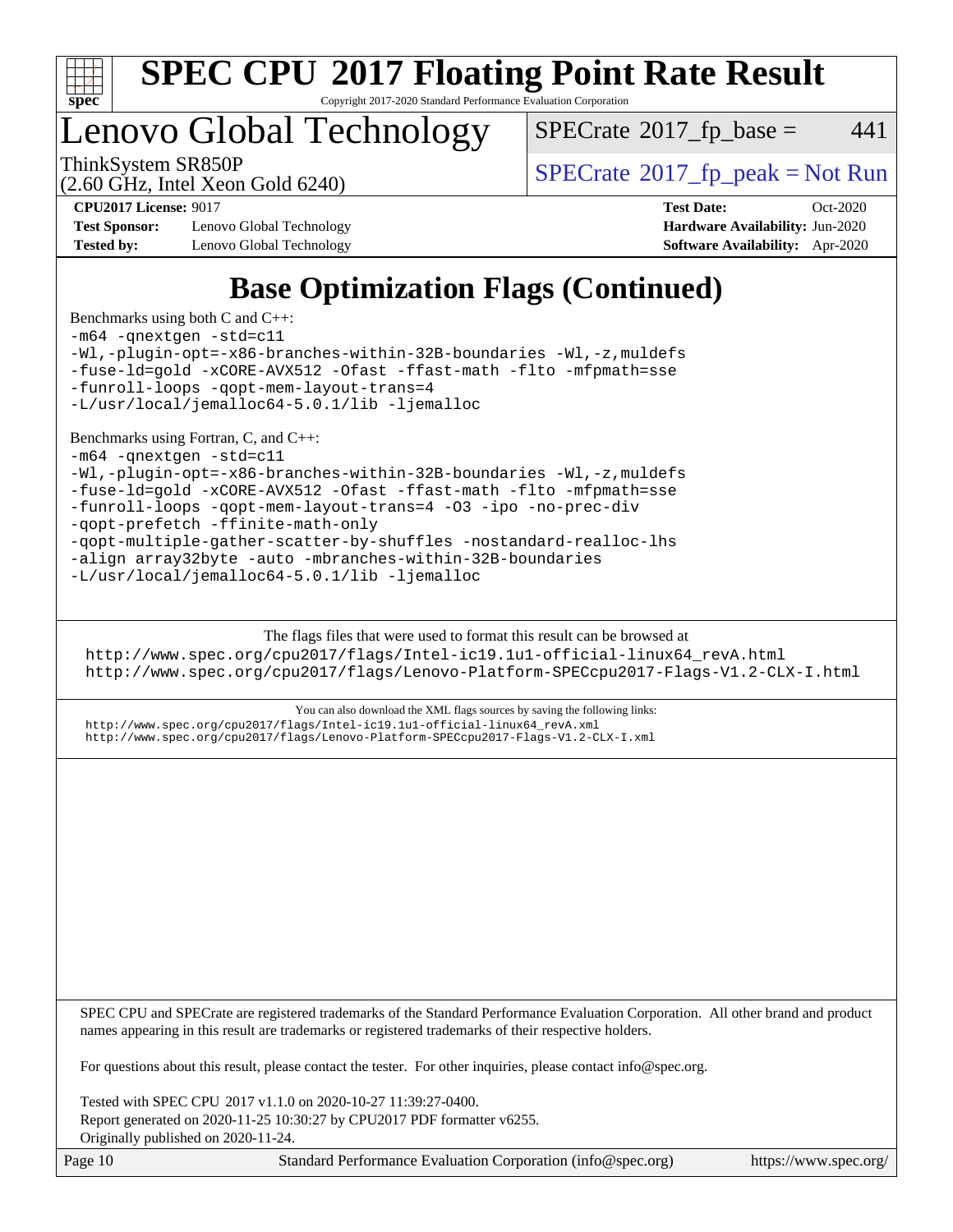# Base Optimization Flags (Continued)

Benchmarks using both C and C++:

```
-m64 -qnextgen -std=c11
-Wl,-plugin-opt=-x86-branches-within-32B-boundaries -Wl,-z,muldefs
-fuse-ld=gold -xCORE-AVX512 -Ofast -ffast-math -flto -mfpmath=sse
-funroll-loops -qopt-mem-layout-trans=4
-L/usr/local/jemalloc64-5.0.1/lib -ljemalloc
```

Benchmarks using Fortran, C, and C++:

```
-m64 -qnextgen -std=c11
-Wl,-plugin-opt=-x86-branches-within-32B-boundaries -Wl,-z,muldefs
-fuse-ld=gold -xCORE-AVX512 -Ofast -ffast-math -flto -mfpmath=sse
-funroll-loops -qopt-mem-layout-trans=4 -O3 -ipo -no-prec-div
-qopt-prefetch -ffinite-math-only
-qopt-multiple-gather-scatter-by-shuffles -nostandard-realloc-lhs
-align array32byte -auto -mbranches-within-32B-boundaries
-L/usr/local/jemalloc64-5.0.1/lib -ljemalloc
```

The flags files that were used to format this result can be browsed at

http://www.spec.org/cpu2017/flags/Intel-ic19.1u1-official-linux64_revA.html
http://www.spec.org/cpu2017/flags/Lenovo-Platform-SPECcpu2017-Flags-V1.2-CLX-I.html

You can also download the XML flags sources by saving the following links:

http://www.spec.org/cpu2017/flags/Intel-ic19.1u1-official-linux64_revA.xml
http://www.spec.org/cpu2017/flags/Lenovo-Platform-SPECcpu2017-Flags-V1.2-CLX-I.xml

SPEC CPU and SPECrate are registered trademarks of the Standard Performance Evaluation Corporation. All other brand and product names appearing in this result are trademarks or registered trademarks of their respective holders.

For questions about this result, please contact the tester. For other inquiries, please contact info@spec.org.

Tested with SPEC CPU 2017 v1.1.0 on 2020-10-27 11:39:27-0400.
Report generated on 2020-11-25 10:30:27 by CPU2017 PDF formatter v6255.
Originally published on 2020-11-24.